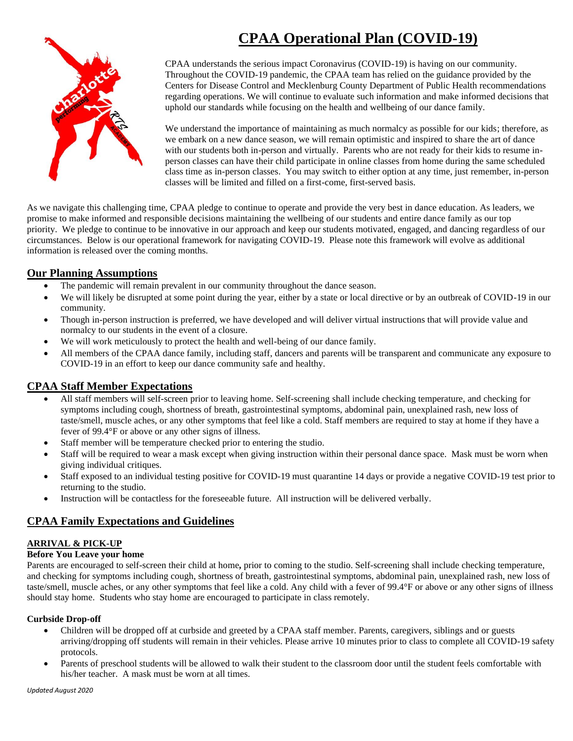# CPAA Operational Plan (COVID-19)

CPAA understands the serious impact Coronavirus (COVID-19) is having on our community. Throughout the COVID-19 pandemic, the CPAA team has relied on the guidance provided by the Centers for Disease Control and Mecklenburg County Department of Public Health recommendations regarding operations. We will continue to evaluate such information and make informed decisions that uphold our standards while focusing on the health and wellbeing of our dance family.

We understand the importance of maintaining as much normalcy as possible for our kids; therefore, as we embark on a new dance season, we will remain optimistic and inspired to share the art of dance with our students both in-person and virtually. Parents who are not ready for their kids to resume in-person classes can have their child participate in online classes from home during the same scheduled class time as in-person classes. You may switch to either option at any time, just remember, in-person classes will be limited and filled on a first-come, first-served basis.

As we navigate this challenging time, CPAA pledge to continue to operate and provide the very best in dance education. As leaders, we promise to make informed and responsible decisions maintaining the wellbeing of our students and entire dance family as our top priority. We pledge to continue to be innovative in our approach and keep our students motivated, engaged, and dancing regardless of our circumstances. Below is our operational framework for navigating COVID-19. Please note this framework will evolve as additional information is released over the coming months.

## Our Planning Assumptions

- The pandemic will remain prevalent in our community throughout the dance season.
- We will likely be disrupted at some point during the year, either by a state or local directive or by an outbreak of COVID-19 in our community.
- Though in-person instruction is preferred, we have developed and will deliver virtual instructions that will provide value and normalcy to our students in the event of a closure.
- We will work meticulously to protect the health and well-being of our dance family.
- All members of the CPAA dance family, including staff, dancers and parents will be transparent and communicate any exposure to COVID-19 in an effort to keep our dance community safe and healthy.

## CPAA Staff Member Expectations

- All staff members will self-screen prior to leaving home. Self-screening shall include checking temperature, and checking for symptoms including cough, shortness of breath, gastrointestinal symptoms, abdominal pain, unexplained rash, new loss of taste/smell, muscle aches, or any other symptoms that feel like a cold. Staff members are required to stay at home if they have a fever of 99.4°F or above or any other signs of illness.
- Staff member will be temperature checked prior to entering the studio.
- Staff will be required to wear a mask except when giving instruction within their personal dance space. Mask must be worn when giving individual critiques.
- Staff exposed to an individual testing positive for COVID-19 must quarantine 14 days or provide a negative COVID-19 test prior to returning to the studio.
- Instruction will be contactless for the foreseeable future. All instruction will be delivered verbally.

## CPAA Family Expectations and Guidelines

### ARRIVAL & PICK-UP

**Before You Leave your home**

Parents are encouraged to self-screen their child at home**,** prior to coming to the studio. Self-screening shall include checking temperature, and checking for symptoms including cough, shortness of breath, gastrointestinal symptoms, abdominal pain, unexplained rash, new loss of taste/smell, muscle aches, or any other symptoms that feel like a cold. Any child with a fever of 99.4°F or above or any other signs of illness should stay home. Students who stay home are encouraged to participate in class remotely.

**Curbside Drop-off**

- Children will be dropped off at curbside and greeted by a CPAA staff member. Parents, caregivers, siblings and or guests arriving/dropping off students will remain in their vehicles. Please arrive 10 minutes prior to class to complete all COVID-19 safety protocols.
- Parents of preschool students will be allowed to walk their student to the classroom door until the student feels comfortable with his/her teacher. A mask must be worn at all times.

*Updated August 2020*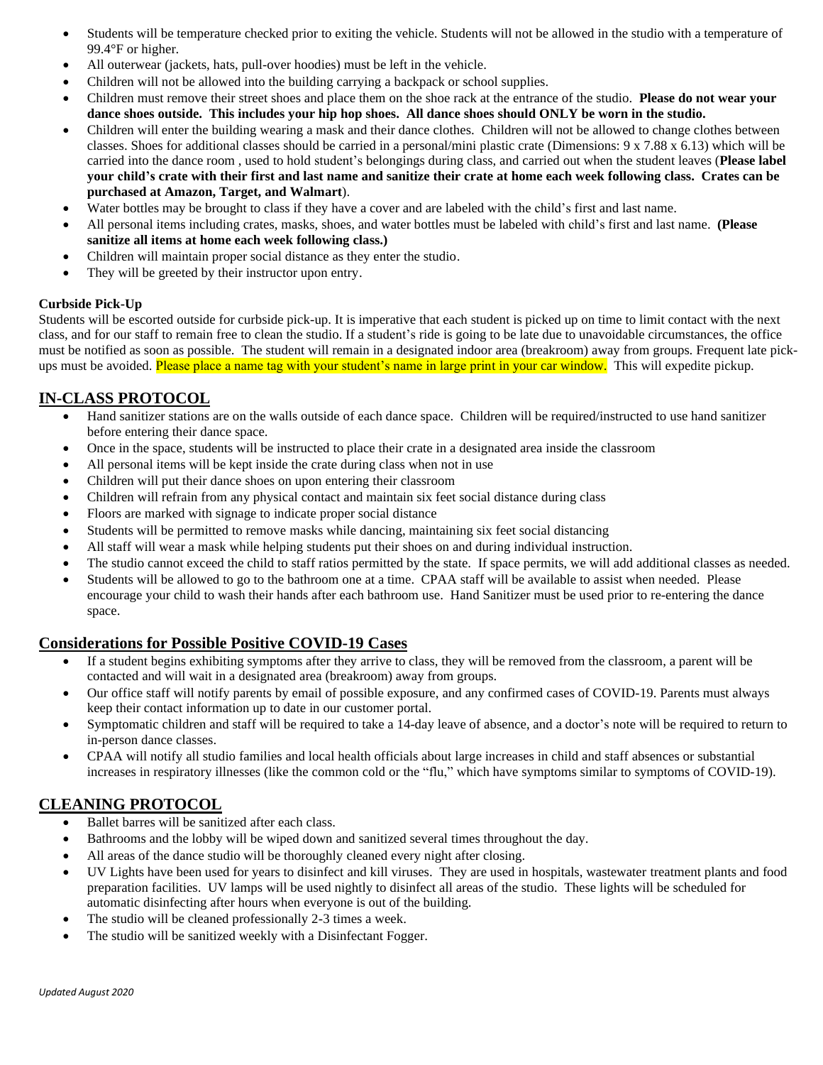- Students will be temperature checked prior to exiting the vehicle. Students will not be allowed in the studio with a temperature of 99.4°F or higher.
- All outerwear (jackets, hats, pull-over hoodies) must be left in the vehicle.
- Children will not be allowed into the building carrying a backpack or school supplies.
- Children must remove their street shoes and place them on the shoe rack at the entrance of the studio. **Please do not wear your dance shoes outside. This includes your hip hop shoes. All dance shoes should ONLY be worn in the studio.**
- Children will enter the building wearing a mask and their dance clothes. Children will not be allowed to change clothes between classes. Shoes for additional classes should be carried in a personal/mini plastic crate (Dimensions: 9 x 7.88 x 6.13) which will be carried into the dance room , used to hold student's belongings during class, and carried out when the student leaves (**Please label your child's crate with their first and last name and sanitize their crate at home each week following class. Crates can be purchased at Amazon, Target, and Walmart**).
- Water bottles may be brought to class if they have a cover and are labeled with the child's first and last name.
- All personal items including crates, masks, shoes, and water bottles must be labeled with child's first and last name. **(Please sanitize all items at home each week following class.)**
- Children will maintain proper social distance as they enter the studio.
- They will be greeted by their instructor upon entry.

**Curbside Pick-Up**

Students will be escorted outside for curbside pick-up. It is imperative that each student is picked up on time to limit contact with the next class, and for our staff to remain free to clean the studio. If a student's ride is going to be late due to unavoidable circumstances, the office must be notified as soon as possible. The student will remain in a designated indoor area (breakroom) away from groups. Frequent late pick-ups must be avoided. Please place a name tag with your student's name in large print in your car window. This will expedite pickup.

## IN-CLASS PROTOCOL

- Hand sanitizer stations are on the walls outside of each dance space. Children will be required/instructed to use hand sanitizer before entering their dance space.
- Once in the space, students will be instructed to place their crate in a designated area inside the classroom
- All personal items will be kept inside the crate during class when not in use
- Children will put their dance shoes on upon entering their classroom
- Children will refrain from any physical contact and maintain six feet social distance during class
- Floors are marked with signage to indicate proper social distance
- Students will be permitted to remove masks while dancing, maintaining six feet social distancing
- All staff will wear a mask while helping students put their shoes on and during individual instruction.
- The studio cannot exceed the child to staff ratios permitted by the state. If space permits, we will add additional classes as needed.
- Students will be allowed to go to the bathroom one at a time. CPAA staff will be available to assist when needed. Please encourage your child to wash their hands after each bathroom use. Hand Sanitizer must be used prior to re-entering the dance space.

## Considerations for Possible Positive COVID-19 Cases

- If a student begins exhibiting symptoms after they arrive to class, they will be removed from the classroom, a parent will be contacted and will wait in a designated area (breakroom) away from groups.
- Our office staff will notify parents by email of possible exposure, and any confirmed cases of COVID-19. Parents must always keep their contact information up to date in our customer portal.
- Symptomatic children and staff will be required to take a 14-day leave of absence, and a doctor's note will be required to return to in-person dance classes.
- CPAA will notify all studio families and local health officials about large increases in child and staff absences or substantial increases in respiratory illnesses (like the common cold or the "flu," which have symptoms similar to symptoms of COVID-19).

## CLEANING PROTOCOL

- Ballet barres will be sanitized after each class.
- Bathrooms and the lobby will be wiped down and sanitized several times throughout the day.
- All areas of the dance studio will be thoroughly cleaned every night after closing.
- UV Lights have been used for years to disinfect and kill viruses. They are used in hospitals, wastewater treatment plants and food preparation facilities. UV lamps will be used nightly to disinfect all areas of the studio. These lights will be scheduled for automatic disinfecting after hours when everyone is out of the building.
- The studio will be cleaned professionally 2-3 times a week.
- The studio will be sanitized weekly with a Disinfectant Fogger.

*Updated August 2020*